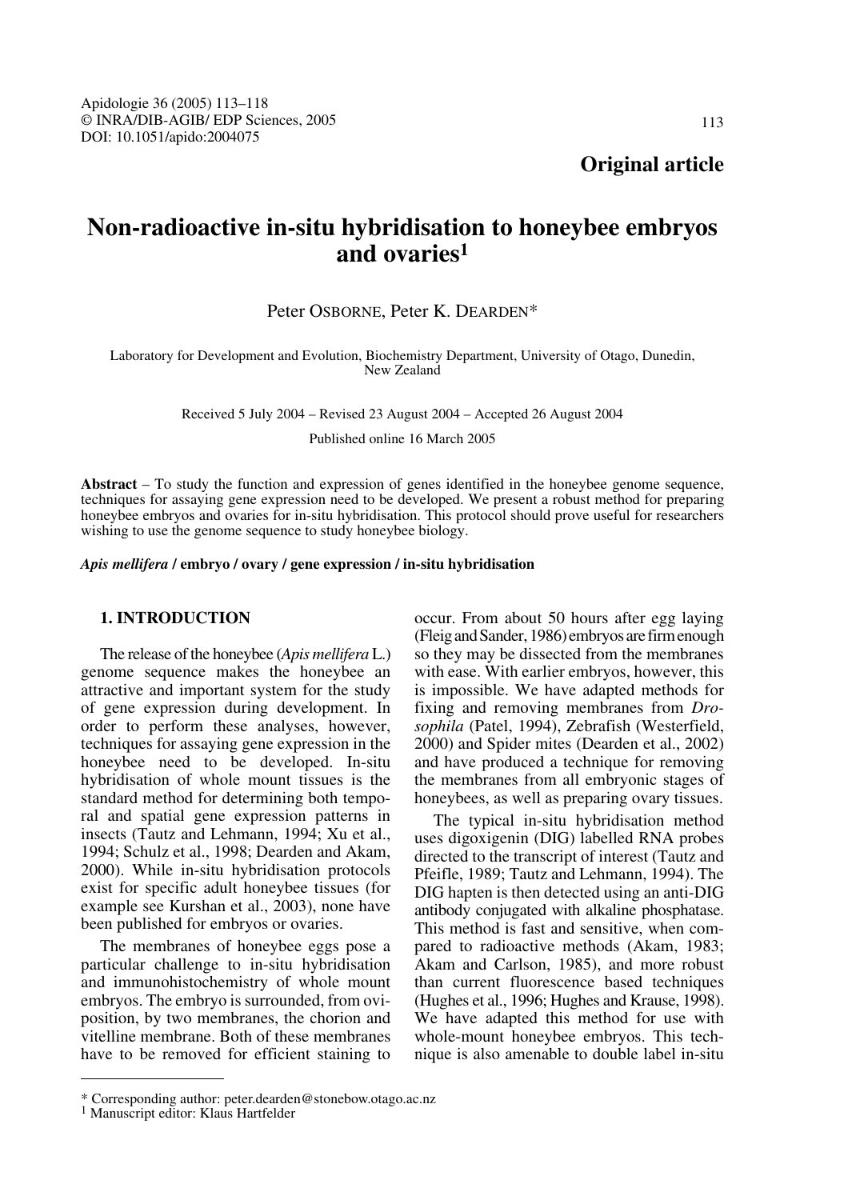**Original article**

# Non-radioactive in-situ hybridisation to honeybee embryos and ovaries[1]

Peter OSBORNE, Peter K. DEARDEN*

Laboratory for Development and Evolution, Biochemistry Department, University of Otago, Dunedin, New Zealand

Received 5 July 2004 – Revised 23 August 2004 – Accepted 26 August 2004

Published online 16 March 2005

**Abstract** – To study the function and expression of genes identified in the honeybee genome sequence, techniques for assaying gene expression need to be developed. We present a robust method for preparing honeybee embryos and ovaries for in-situ hybridisation. This protocol should prove useful for researchers wishing to use the genome sequence to study honeybee biology.

***Apis mellifera*** **/ embryo / ovary / gene expression / in-situ hybridisation**

## 1. INTRODUCTION

The release of the honeybee (*Apis mellifera* L.) genome sequence makes the honeybee an attractive and important system for the study of gene expression during development. In order to perform these analyses, however, techniques for assaying gene expression in the honeybee need to be developed. In-situ hybridisation of whole mount tissues is the standard method for determining both temporal and spatial gene expression patterns in insects (Tautz and Lehmann, 1994; Xu et al., 1994; Schulz et al., 1998; Dearden and Akam, 2000). While in-situ hybridisation protocols exist for specific adult honeybee tissues (for example see Kurshan et al., 2003), none have been published for embryos or ovaries.

The membranes of honeybee eggs pose a particular challenge to in-situ hybridisation and immunohistochemistry of whole mount embryos. The embryo is surrounded, from oviposition, by two membranes, the chorion and vitelline membrane. Both of these membranes have to be removed for efficient staining to occur. From about 50 hours after egg laying (Fleig and Sander, 1986) embryos are firm enough so they may be dissected from the membranes with ease. With earlier embryos, however, this is impossible. We have adapted methods for fixing and removing membranes from *Drosophila* (Patel, 1994), Zebrafish (Westerfield, 2000) and Spider mites (Dearden et al., 2002) and have produced a technique for removing the membranes from all embryonic stages of honeybees, as well as preparing ovary tissues.

The typical in-situ hybridisation method uses digoxigenin (DIG) labelled RNA probes directed to the transcript of interest (Tautz and Pfeifle, 1989; Tautz and Lehmann, 1994). The DIG hapten is then detected using an anti-DIG antibody conjugated with alkaline phosphatase. This method is fast and sensitive, when compared to radioactive methods (Akam, 1983; Akam and Carlson, 1985), and more robust than current fluorescence based techniques (Hughes et al., 1996; Hughes and Krause, 1998). We have adapted this method for use with whole-mount honeybee embryos. This technique is also amenable to double label in-situ

\* Corresponding author: peter.dearden@stonebow.otago.ac.nz

[1] Manuscript editor: Klaus Hartfelder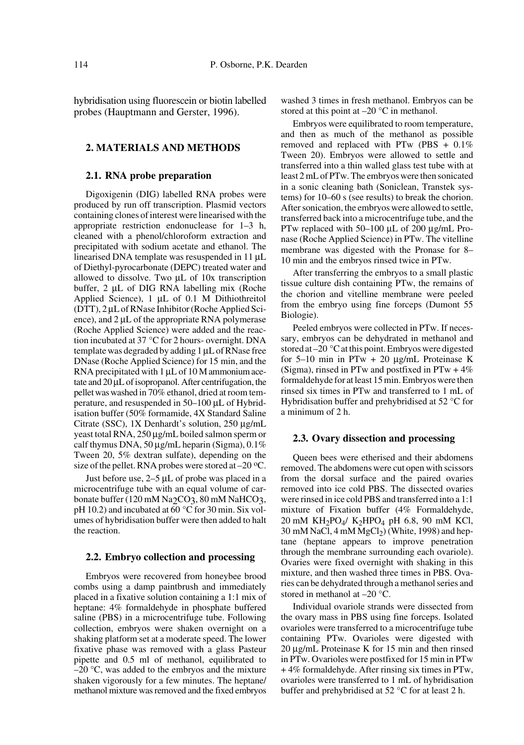hybridisation using fluorescein or biotin labelled probes (Hauptmann and Gerster, 1996).

## 2. MATERIALS AND METHODS

### 2.1. RNA probe preparation

Digoxigenin (DIG) labelled RNA probes were produced by run off transcription. Plasmid vectors containing clones of interest were linearised with the appropriate restriction endonuclease for 1–3 h, cleaned with a phenol/chloroform extraction and precipitated with sodium acetate and ethanol. The linearised DNA template was resuspended in 11 µL of Diethyl-pyrocarbonate (DEPC) treated water and allowed to dissolve. Two µL of 10x transcription buffer, 2 µL of DIG RNA labelling mix (Roche Applied Science), 1 µL of 0.1 M Dithiothreitol (DTT), 2 µL of RNase Inhibitor (Roche Applied Science), and 2 µL of the appropriate RNA polymerase (Roche Applied Science) were added and the reaction incubated at 37 °C for 2 hours- overnight. DNA template was degraded by adding 1 µL of RNase free DNase (Roche Applied Science) for 15 min, and the RNA precipitated with 1 µL of 10 M ammonium acetate and 20 µL of isopropanol. After centrifugation, the pellet was washed in 70% ethanol, dried at room temperature, and resuspended in 50–100 µL of Hybridisation buffer (50% formamide, 4X Standard Saline Citrate (SSC), 1X Denhardt's solution, 250 µg/mL yeast total RNA, 250 µg/mL boiled salmon sperm or calf thymus DNA, 50 µg/mL heparin (Sigma), 0.1% Tween 20, 5% dextran sulfate), depending on the size of the pellet. RNA probes were stored at –20 ºC.

Just before use, 2–5 µL of probe was placed in a microcentrifuge tube with an equal volume of carbonate buffer (120 mM $Na_2CO_3$, 80 mM $NaHCO_3$, pH 10.2) and incubated at 60 °C for 30 min. Six volumes of hybridisation buffer were then added to halt the reaction.

### 2.2. Embryo collection and processing

Embryos were recovered from honeybee brood combs using a damp paintbrush and immediately placed in a fixative solution containing a 1:1 mix of heptane: 4% formaldehyde in phosphate buffered saline (PBS) in a microcentrifuge tube. Following collection, embryos were shaken overnight on a shaking platform set at a moderate speed. The lower fixative phase was removed with a glass Pasteur pipette and 0.5 ml of methanol, equilibrated to –20 °C, was added to the embryos and the mixture shaken vigorously for a few minutes. The heptane/methanol mixture was removed and the fixed embryos washed 3 times in fresh methanol. Embryos can be stored at this point at –20 °C in methanol.

Embryos were equilibrated to room temperature, and then as much of the methanol as possible removed and replaced with PTw (PBS + 0.1% Tween 20). Embryos were allowed to settle and transferred into a thin walled glass test tube with at least 2 mL of PTw. The embryos were then sonicated in a sonic cleaning bath (Soniclean, Transtek systems) for 10–60 s (see results) to break the chorion. After sonication, the embryos were allowed to settle, transferred back into a microcentrifuge tube, and the PTw replaced with 50–100 µL of 200 µg/mL Pronase (Roche Applied Science) in PTw. The vitelline membrane was digested with the Pronase for 8–10 min and the embryos rinsed twice in PTw.

After transferring the embryos to a small plastic tissue culture dish containing PTw, the remains of the chorion and vitelline membrane were peeled from the embryo using fine forceps (Dumont 55 Biologie).

Peeled embryos were collected in PTw. If necessary, embryos can be dehydrated in methanol and stored at –20 °C at this point. Embryos were digested for 5–10 min in PTw + 20 µg/mL Proteinase K (Sigma), rinsed in PTw and postfixed in PTw + 4% formaldehyde for at least 15 min. Embryos were then rinsed six times in PTw and transferred to 1 mL of Hybridisation buffer and prehybridised at 52 °C for a minimum of 2 h.

### 2.3. Ovary dissection and processing

Queen bees were etherised and their abdomens removed. The abdomens were cut open with scissors from the dorsal surface and the paired ovaries removed into ice cold PBS. The dissected ovaries were rinsed in ice cold PBS and transferred into a 1:1 mixture of Fixation buffer (4% Formaldehyde, 20 mM $KH_2PO_4$/ $K_2HPO_4$ pH 6.8, 90 mM KCl, 30 mM NaCl, 4 mM $MgCl_2$) (White, 1998) and heptane (heptane appears to improve penetration through the membrane surrounding each ovariole). Ovaries were fixed overnight with shaking in this mixture, and then washed three times in PBS. Ovaries can be dehydrated through a methanol series and stored in methanol at –20 °C.

Individual ovariole strands were dissected from the ovary mass in PBS using fine forceps. Isolated ovarioles were transferred to a microcentrifuge tube containing PTw. Ovarioles were digested with 20 µg/mL Proteinase K for 15 min and then rinsed in PTw. Ovarioles were postfixed for 15 min in PTw + 4% formaldehyde. After rinsing six times in PTw, ovarioles were transferred to 1 mL of hybridisation buffer and prehybridised at 52 °C for at least 2 h.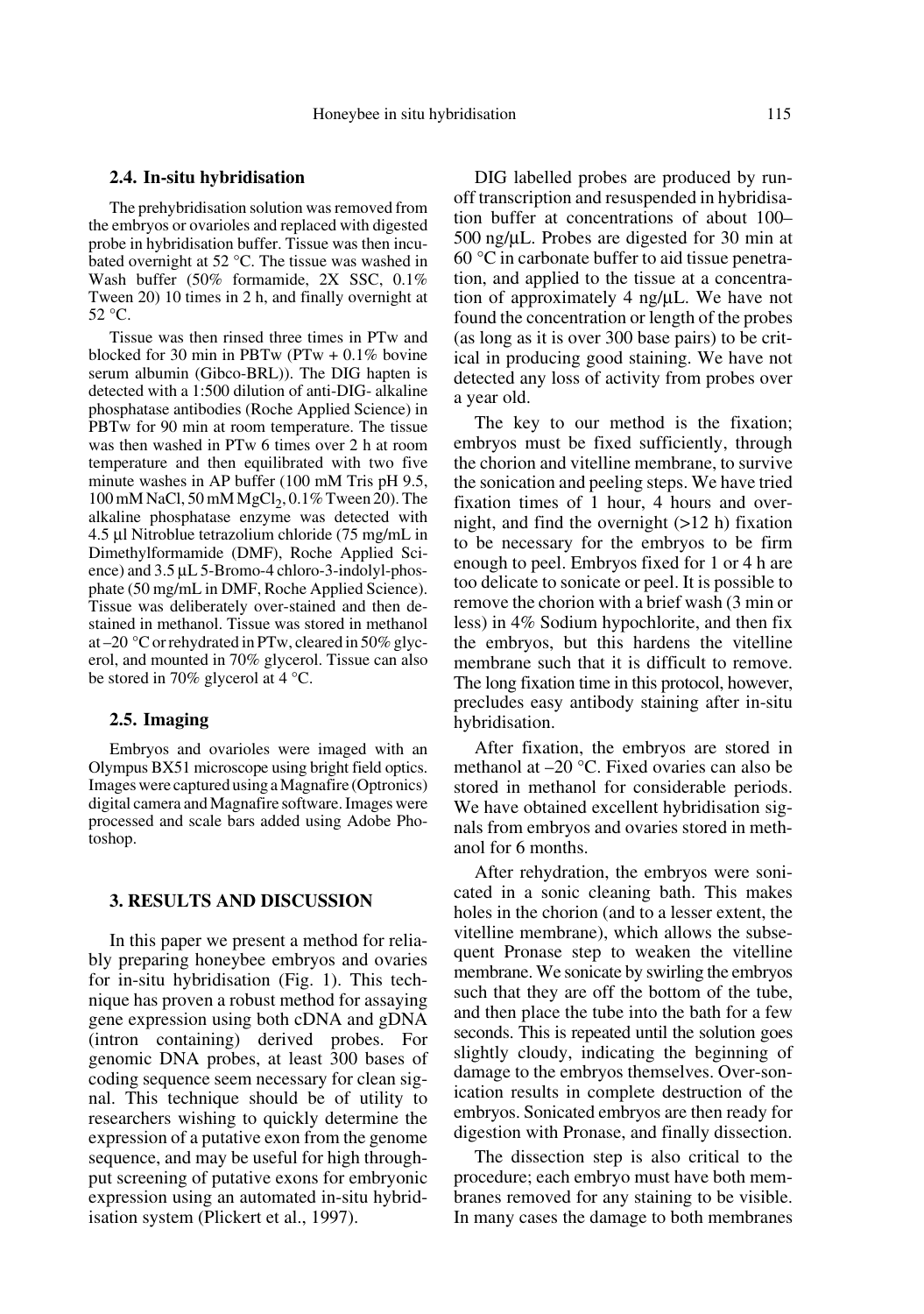### 2.4. In-situ hybridisation

The prehybridisation solution was removed from the embryos or ovarioles and replaced with digested probe in hybridisation buffer. Tissue was then incubated overnight at 52 °C. The tissue was washed in Wash buffer (50% formamide, 2X SSC, 0.1% Tween 20) 10 times in 2 h, and finally overnight at 52 °C.

Tissue was then rinsed three times in PTw and blocked for 30 min in PBTw (PTw + 0.1% bovine serum albumin (Gibco-BRL)). The DIG hapten is detected with a 1:500 dilution of anti-DIG- alkaline phosphatase antibodies (Roche Applied Science) in PBTw for 90 min at room temperature. The tissue was then washed in PTw 6 times over 2 h at room temperature and then equilibrated with two five minute washes in AP buffer (100 mM Tris pH 9.5, 100 mM NaCl, 50 mM $MgCl_2$, 0.1% Tween 20). The alkaline phosphatase enzyme was detected with 4.5 µl Nitroblue tetrazolium chloride (75 mg/mL in Dimethylformamide (DMF), Roche Applied Science) and 3.5 µL 5-Bromo-4 chloro-3-indolyl-phosphate (50 mg/mL in DMF, Roche Applied Science). Tissue was deliberately over-stained and then destained in methanol. Tissue was stored in methanol at –20 °C or rehydrated in PTw, cleared in 50% glycerol, and mounted in 70% glycerol. Tissue can also be stored in 70% glycerol at 4 °C.

### 2.5. Imaging

Embryos and ovarioles were imaged with an Olympus BX51 microscope using bright field optics. Images were captured using a Magnafire (Optronics) digital camera and Magnafire software. Images were processed and scale bars added using Adobe Photoshop.

## 3. RESULTS AND DISCUSSION

In this paper we present a method for reliably preparing honeybee embryos and ovaries for in-situ hybridisation (Fig. 1). This technique has proven a robust method for assaying gene expression using both cDNA and gDNA (intron containing) derived probes. For genomic DNA probes, at least 300 bases of coding sequence seem necessary for clean signal. This technique should be of utility to researchers wishing to quickly determine the expression of a putative exon from the genome sequence, and may be useful for high throughput screening of putative exons for embryonic expression using an automated in-situ hybridisation system (Plickert et al., 1997).

DIG labelled probes are produced by run-off transcription and resuspended in hybridisation buffer at concentrations of about 100–500 ng/µL. Probes are digested for 30 min at 60 °C in carbonate buffer to aid tissue penetration, and applied to the tissue at a concentration of approximately 4 ng/µL. We have not found the concentration or length of the probes (as long as it is over 300 base pairs) to be critical in producing good staining. We have not detected any loss of activity from probes over a year old.

The key to our method is the fixation; embryos must be fixed sufficiently, through the chorion and vitelline membrane, to survive the sonication and peeling steps. We have tried fixation times of 1 hour, 4 hours and overnight, and find the overnight (>12 h) fixation to be necessary for the embryos to be firm enough to peel. Embryos fixed for 1 or 4 h are too delicate to sonicate or peel. It is possible to remove the chorion with a brief wash (3 min or less) in 4% Sodium hypochlorite, and then fix the embryos, but this hardens the vitelline membrane such that it is difficult to remove. The long fixation time in this protocol, however, precludes easy antibody staining after in-situ hybridisation.

After fixation, the embryos are stored in methanol at –20 °C. Fixed ovaries can also be stored in methanol for considerable periods. We have obtained excellent hybridisation signals from embryos and ovaries stored in methanol for 6 months.

After rehydration, the embryos were sonicated in a sonic cleaning bath. This makes holes in the chorion (and to a lesser extent, the vitelline membrane), which allows the subsequent Pronase step to weaken the vitelline membrane. We sonicate by swirling the embryos such that they are off the bottom of the tube, and then place the tube into the bath for a few seconds. This is repeated until the solution goes slightly cloudy, indicating the beginning of damage to the embryos themselves. Over-sonication results in complete destruction of the embryos. Sonicated embryos are then ready for digestion with Pronase, and finally dissection.

The dissection step is also critical to the procedure; each embryo must have both membranes removed for any staining to be visible. In many cases the damage to both membranes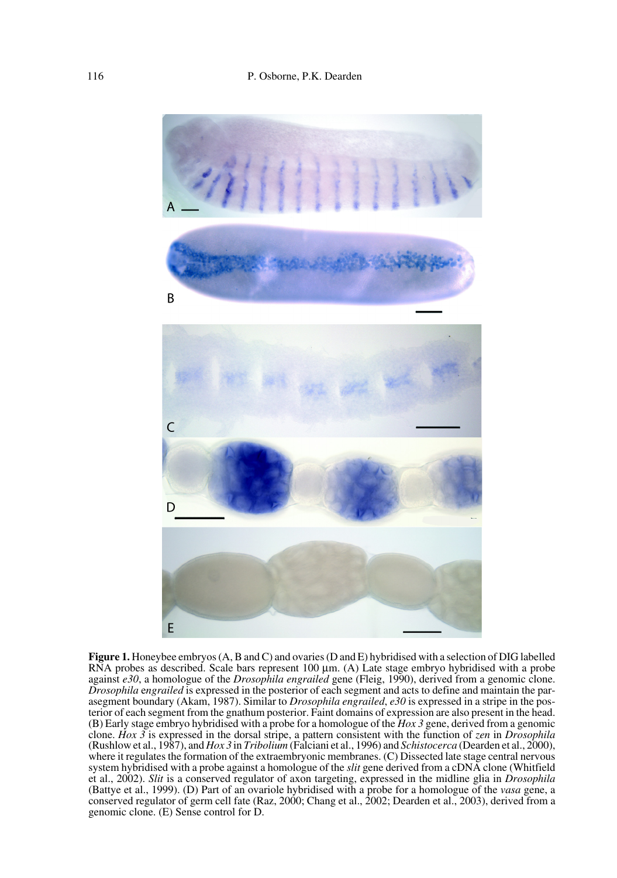**Figure 1.** Honeybee embryos (A, B and C) and ovaries (D and E) hybridised with a selection of DIG labelled RNA probes as described. Scale bars represent 100 µm. (A) Late stage embryo hybridised with a probe against *e30*, a homologue of the *Drosophila engrailed* gene (Fleig, 1990), derived from a genomic clone. *Drosophila engrailed* is expressed in the posterior of each segment and acts to define and maintain the parasegment boundary (Akam, 1987). Similar to *Drosophila engrailed*, *e30* is expressed in a stripe in the posterior of each segment from the gnathum posterior. Faint domains of expression are also present in the head. (B) Early stage embryo hybridised with a probe for a homologue of the *Hox 3* gene, derived from a genomic clone. *Hox 3* is expressed in the dorsal stripe, a pattern consistent with the function of *zen* in *Drosophila* (Rushlow et al., 1987), and *Hox 3* in *Tribolium* (Falciani et al., 1996) and *Schistocerca* (Dearden et al., 2000), where it regulates the formation of the extraembryonic membranes. (C) Dissected late stage central nervous system hybridised with a probe against a homologue of the *slit* gene derived from a cDNA clone (Whitfield et al., 2002). *Slit* is a conserved regulator of axon targeting, expressed in the midline glia in *Drosophila* (Battye et al., 1999). (D) Part of an ovariole hybridised with a probe for a homologue of the *vasa* gene, a conserved regulator of germ cell fate (Raz, 2000; Chang et al., 2002; Dearden et al., 2003), derived from a genomic clone. (E) Sense control for D.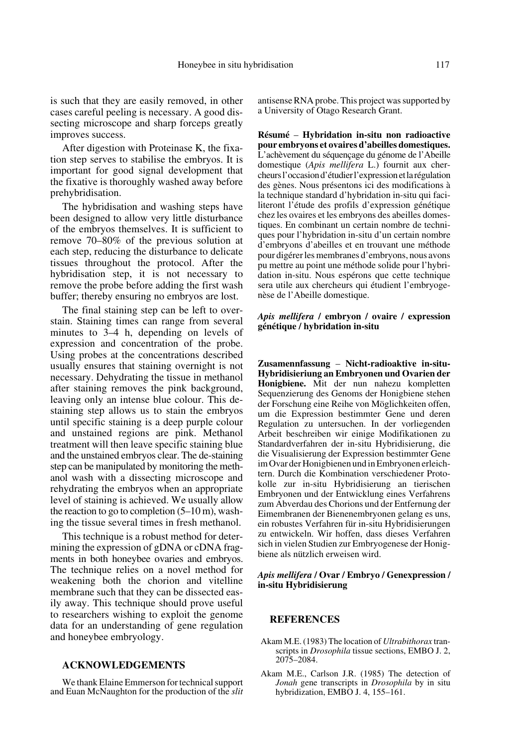is such that they are easily removed, in other cases careful peeling is necessary. A good dissecting microscope and sharp forceps greatly improves success.

After digestion with Proteinase K, the fixation step serves to stabilise the embryos. It is important for good signal development that the fixative is thoroughly washed away before prehybridisation.

The hybridisation and washing steps have been designed to allow very little disturbance of the embryos themselves. It is sufficient to remove 70–80% of the previous solution at each step, reducing the disturbance to delicate tissues throughout the protocol. After the hybridisation step, it is not necessary to remove the probe before adding the first wash buffer; thereby ensuring no embryos are lost.

The final staining step can be left to overstain. Staining times can range from several minutes to 3–4 h, depending on levels of expression and concentration of the probe. Using probes at the concentrations described usually ensures that staining overnight is not necessary. Dehydrating the tissue in methanol after staining removes the pink background, leaving only an intense blue colour. This destaining step allows us to stain the embryos until specific staining is a deep purple colour and unstained regions are pink. Methanol treatment will then leave specific staining blue and the unstained embryos clear. The de-staining step can be manipulated by monitoring the methanol wash with a dissecting microscope and rehydrating the embryos when an appropriate level of staining is achieved. We usually allow the reaction to go to completion (5–10 m), washing the tissue several times in fresh methanol.

This technique is a robust method for determining the expression of gDNA or cDNA fragments in both honeybee ovaries and embryos. The technique relies on a novel method for weakening both the chorion and vitelline membrane such that they can be dissected easily away. This technique should prove useful to researchers wishing to exploit the genome data for an understanding of gene regulation and honeybee embryology.

## ACKNOWLEDGEMENTS

We thank Elaine Emmerson for technical support and Euan McNaughton for the production of the *slit* antisense RNA probe. This project was supported by a University of Otago Research Grant.

**Résumé** – **Hybridation in-situ non radioactive pour embryons et ovaires d'abeilles domestiques.** L'achèvement du séquençage du génome de l'Abeille domestique (*Apis mellifera* L.) fournit aux chercheurs l'occasion d'étudier l'expression et la régulation des gènes. Nous présentons ici des modifications à la technique standard d'hybridation in-situ qui faciliteront l'étude des profils d'expression génétique chez les ovaires et les embryons des abeilles domestiques. En combinant un certain nombre de techniques pour l'hybridation in-situ d'un certain nombre d'embryons d'abeilles et en trouvant une méthode pour digérer les membranes d'embryons, nous avons pu mettre au point une méthode solide pour l'hybridation in-situ. Nous espérons que cette technique sera utile aux chercheurs qui étudient l'embryogenèse de l'Abeille domestique.

***Apis mellifera* / embryon / ovaire / expression génétique / hybridation in-situ**

**Zusamennfassung** – **Nicht-radioaktive in-situ-Hybridisieriung an Embryonen und Ovarien der Honigbiene.** Mit der nun nahezu kompletten Sequenzierung des Genoms der Honigbiene stehen der Forschung eine Reihe von Möglichkeiten offen, um die Expression bestimmter Gene und deren Regulation zu untersuchen. In der vorliegenden Arbeit beschreiben wir einige Modifikationen zu Standardverfahren der in-situ Hybridisierung, die die Visualisierung der Expression bestimmter Gene im Ovar der Honigbienen und in Embryonen erleichtern. Durch die Kombination verschiedener Protokolle zur in-situ Hybridisierung an tierischen Embryonen und der Entwicklung eines Verfahrens zum Abverdau des Chorions und der Entfernung der Eimembranen der Bienenembryonen gelang es uns, ein robustes Verfahren für in-situ Hybridisierungen zu entwickeln. Wir hoffen, dass dieses Verfahren sich in vielen Studien zur Embryogenese der Honigbiene als nützlich erweisen wird.

***Apis mellifera* / Ovar / Embryo / Genexpression / in-situ Hybridisierung**

## REFERENCES

Akam M.E. (1983) The location of *Ultrabithorax* transcripts in *Drosophila* tissue sections, EMBO J. 2, 2075–2084.

Akam M.E., Carlson J.R. (1985) The detection of *Jonah* gene transcripts in *Drosophila* by in situ hybridization, EMBO J. 4, 155–161.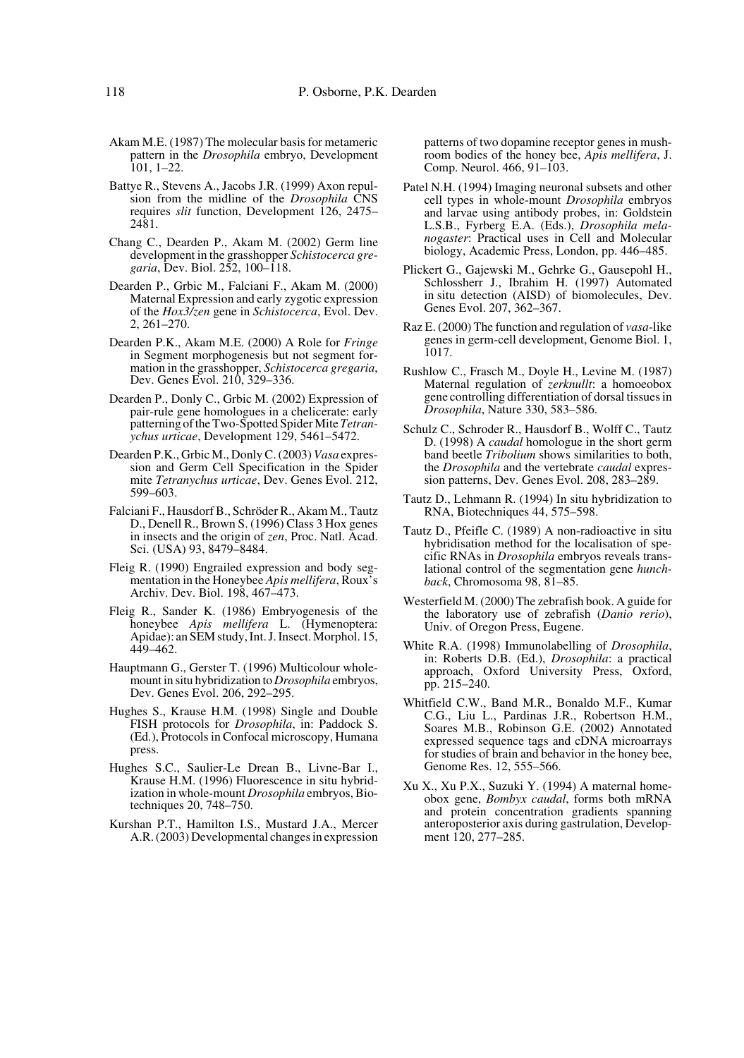Akam M.E. (1987) The molecular basis for metameric pattern in the *Drosophila* embryo, Development 101, 1–22.

Battye R., Stevens A., Jacobs J.R. (1999) Axon repulsion from the midline of the *Drosophila* CNS requires *slit* function, Development 126, 2475–2481.

Chang C., Dearden P., Akam M. (2002) Germ line development in the grasshopper *Schistocerca gregaria*, Dev. Biol. 252, 100–118.

Dearden P., Grbic M., Falciani F., Akam M. (2000) Maternal Expression and early zygotic expression of the *Hox3/zen* gene in *Schistocerca*, Evol. Dev. 2, 261–270.

Dearden P.K., Akam M.E. (2000) A Role for *Fringe* in Segment morphogenesis but not segment formation in the grasshopper, *Schistocerca gregaria*, Dev. Genes Evol. 210, 329–336.

Dearden P., Donly C., Grbic M. (2002) Expression of pair-rule gene homologues in a chelicerate: early patterning of the Two-Spotted Spider Mite *Tetranychus urticae*, Development 129, 5461–5472.

Dearden P.K., Grbic M., Donly C. (2003) *Vasa* expression and Germ Cell Specification in the Spider mite *Tetranychus urticae*, Dev. Genes Evol. 212, 599–603.

Falciani F., Hausdorf B., Schröder R., Akam M., Tautz D., Denell R., Brown S. (1996) Class 3 Hox genes in insects and the origin of *zen*, Proc. Natl. Acad. Sci. (USA) 93, 8479–8484.

Fleig R. (1990) Engrailed expression and body segmentation in the Honeybee *Apis mellifera*, Roux's Archiv. Dev. Biol. 198, 467–473.

Fleig R., Sander K. (1986) Embryogenesis of the honeybee *Apis mellifera* L. (Hymenoptera: Apidae): an SEM study, Int. J. Insect. Morphol. 15, 449–462.

Hauptmann G., Gerster T. (1996) Multicolour whole-mount in situ hybridization to *Drosophila* embryos, Dev. Genes Evol. 206, 292–295.

Hughes S., Krause H.M. (1998) Single and Double FISH protocols for *Drosophila*, in: Paddock S. (Ed.), Protocols in Confocal microscopy, Humana press.

Hughes S.C., Saulier-Le Drean B., Livne-Bar I., Krause H.M. (1996) Fluorescence in situ hybridization in whole-mount *Drosophila* embryos, Biotechniques 20, 748–750.

Kurshan P.T., Hamilton I.S., Mustard J.A., Mercer A.R. (2003) Developmental changes in expression patterns of two dopamine receptor genes in mushroom bodies of the honey bee, *Apis mellifera*, J. Comp. Neurol. 466, 91–103.

Patel N.H. (1994) Imaging neuronal subsets and other cell types in whole-mount *Drosophila* embryos and larvae using antibody probes, in: Goldstein L.S.B., Fyrberg E.A. (Eds.), *Drosophila melanogaster*: Practical uses in Cell and Molecular biology, Academic Press, London, pp. 446–485.

Plickert G., Gajewski M., Gehrke G., Gausepohl H., Schlossherr J., Ibrahim H. (1997) Automated in situ detection (AISD) of biomolecules, Dev. Genes Evol. 207, 362–367.

Raz E. (2000) The function and regulation of *vasa*-like genes in germ-cell development, Genome Biol. 1, 1017.

Rushlow C., Frasch M., Doyle H., Levine M. (1987) Maternal regulation of *zerknullt*: a homoeobox gene controlling differentiation of dorsal tissues in *Drosophila*, Nature 330, 583–586.

Schulz C., Schroder R., Hausdorf B., Wolff C., Tautz D. (1998) A *caudal* homologue in the short germ band beetle *Tribolium* shows similarities to both, the *Drosophila* and the vertebrate *caudal* expression patterns, Dev. Genes Evol. 208, 283–289.

Tautz D., Lehmann R. (1994) In situ hybridization to RNA, Biotechniques 44, 575–598.

Tautz D., Pfeifle C. (1989) A non-radioactive in situ hybridisation method for the localisation of specific RNAs in *Drosophila* embryos reveals translational control of the segmentation gene *hunchback*, Chromosoma 98, 81–85.

Westerfield M. (2000) The zebrafish book. A guide for the laboratory use of zebrafish (*Danio rerio*), Univ. of Oregon Press, Eugene.

White R.A. (1998) Immunolabelling of *Drosophila*, in: Roberts D.B. (Ed.), *Drosophila*: a practical approach, Oxford University Press, Oxford, pp. 215–240.

Whitfield C.W., Band M.R., Bonaldo M.F., Kumar C.G., Liu L., Pardinas J.R., Robertson H.M., Soares M.B., Robinson G.E. (2002) Annotated expressed sequence tags and cDNA microarrays for studies of brain and behavior in the honey bee, Genome Res. 12, 555–566.

Xu X., Xu P.X., Suzuki Y. (1994) A maternal homeobox gene, *Bombyx caudal*, forms both mRNA and protein concentration gradients spanning anteroposterior axis during gastrulation, Development 120, 277–285.